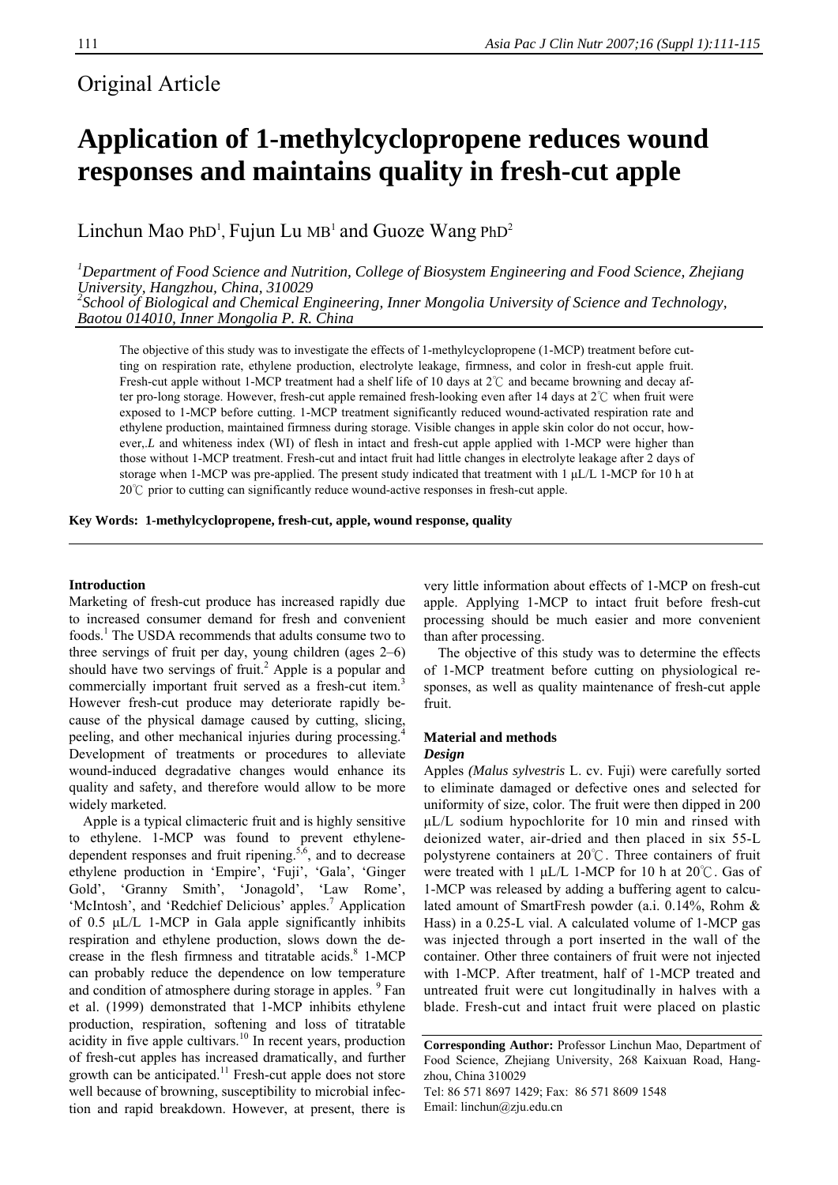Original Article

# Application of 1-methylcyclopropene reduces wound responses and maintains quality in fresh-cut apple

Linchun Mao PhD[1], Fujun Lu MB[1] and Guoze Wang PhD[2]

[1]*Department of Food Science and Nutrition, College of Biosystem Engineering and Food Science, Zhejiang University, Hangzhou, China, 310029*
[2]*School of Biological and Chemical Engineering, Inner Mongolia University of Science and Technology, Baotou 014010, Inner Mongolia P. R. China*

The objective of this study was to investigate the effects of 1-methylcyclopropene (1-MCP) treatment before cutting on respiration rate, ethylene production, electrolyte leakage, firmness, and color in fresh-cut apple fruit. Fresh-cut apple without 1-MCP treatment had a shelf life of 10 days at 2℃ and became browning and decay after pro-long storage. However, fresh-cut apple remained fresh-looking even after 14 days at 2℃ when fruit were exposed to 1-MCP before cutting. 1-MCP treatment significantly reduced wound-activated respiration rate and ethylene production, maintained firmness during storage. Visible changes in apple skin color do not occur, however,.*L* and whiteness index (WI) of flesh in intact and fresh-cut apple applied with 1-MCP were higher than those without 1-MCP treatment. Fresh-cut and intact fruit had little changes in electrolyte leakage after 2 days of storage when 1-MCP was pre-applied. The present study indicated that treatment with 1 μL/L 1-MCP for 10 h at 20℃ prior to cutting can significantly reduce wound-active responses in fresh-cut apple.

**Key Words: 1-methylcyclopropene, fresh-cut, apple, wound response, quality**

## Introduction

Marketing of fresh-cut produce has increased rapidly due to increased consumer demand for fresh and convenient foods.[1] The USDA recommends that adults consume two to three servings of fruit per day, young children (ages 2–6) should have two servings of fruit.[2] Apple is a popular and commercially important fruit served as a fresh-cut item.[3] However fresh-cut produce may deteriorate rapidly because of the physical damage caused by cutting, slicing, peeling, and other mechanical injuries during processing.[4] Development of treatments or procedures to alleviate wound-induced degradative changes would enhance its quality and safety, and therefore would allow to be more widely marketed.

Apple is a typical climacteric fruit and is highly sensitive to ethylene. 1-MCP was found to prevent ethylene-dependent responses and fruit ripening.[5,6], and to decrease ethylene production in 'Empire', 'Fuji', 'Gala', 'Ginger Gold', 'Granny Smith', 'Jonagold', 'Law Rome', 'McIntosh', and 'Redchief Delicious' apples.[7] Application of 0.5 μL/L 1-MCP in Gala apple significantly inhibits respiration and ethylene production, slows down the decrease in the flesh firmness and titratable acids.[8] 1-MCP can probably reduce the dependence on low temperature and condition of atmosphere during storage in apples. [9] Fan et al. (1999) demonstrated that 1-MCP inhibits ethylene production, respiration, softening and loss of titratable acidity in five apple cultivars.[10] In recent years, production of fresh-cut apples has increased dramatically, and further growth can be anticipated.[11] Fresh-cut apple does not store well because of browning, susceptibility to microbial infection and rapid breakdown. However, at present, there is very little information about effects of 1-MCP on fresh-cut apple. Applying 1-MCP to intact fruit before fresh-cut processing should be much easier and more convenient than after processing.

The objective of this study was to determine the effects of 1-MCP treatment before cutting on physiological responses, as well as quality maintenance of fresh-cut apple fruit.

## Material and methods

### *Design*

Apples *(Malus sylvestris* L. cv. Fuji) were carefully sorted to eliminate damaged or defective ones and selected for uniformity of size, color. The fruit were then dipped in 200 μL/L sodium hypochlorite for 10 min and rinsed with deionized water, air-dried and then placed in six 55-L polystyrene containers at 20℃. Three containers of fruit were treated with 1 μL/L 1-MCP for 10 h at 20℃. Gas of 1-MCP was released by adding a buffering agent to calculated amount of SmartFresh powder (a.i. 0.14%, Rohm & Hass) in a 0.25-L vial. A calculated volume of 1-MCP gas was injected through a port inserted in the wall of the container. Other three containers of fruit were not injected with 1-MCP. After treatment, half of 1-MCP treated and untreated fruit were cut longitudinally in halves with a blade. Fresh-cut and intact fruit were placed on plastic

**Corresponding Author:** Professor Linchun Mao, Department of Food Science, Zhejiang University, 268 Kaixuan Road, Hangzhou, China 310029
Tel: 86 571 8697 1429; Fax: 86 571 8609 1548
Email: linchun@zju.edu.cn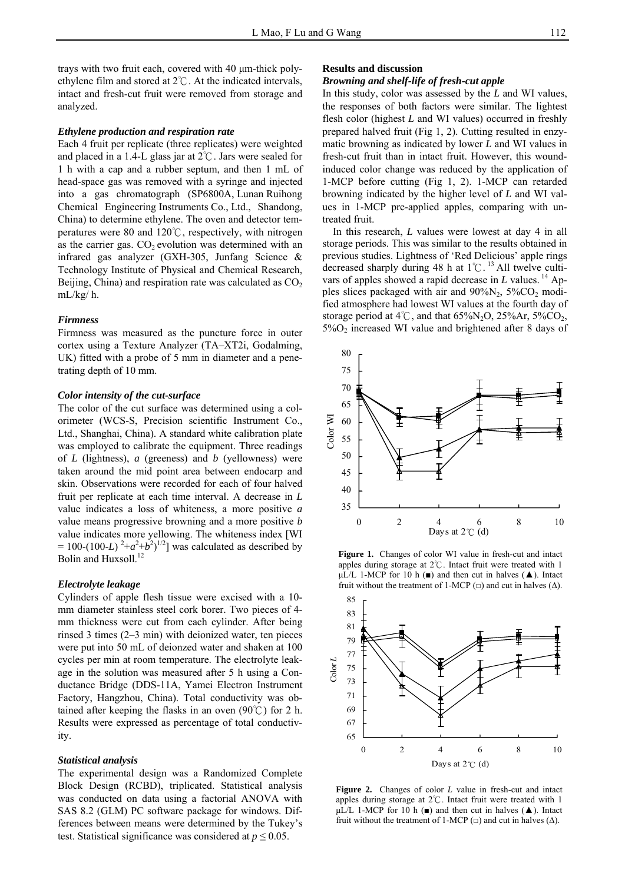trays with two fruit each, covered with 40 μm-thick polyethylene film and stored at 2℃. At the indicated intervals, intact and fresh-cut fruit were removed from storage and analyzed.

### *Ethylene production and respiration rate*

Each 4 fruit per replicate (three replicates) were weighted and placed in a 1.4-L glass jar at 2℃. Jars were sealed for 1 h with a cap and a rubber septum, and then 1 mL of head-space gas was removed with a syringe and injected into a gas chromatograph (SP6800A, Lunan Ruihong Chemical Engineering Instruments Co., Ltd., Shandong, China) to determine ethylene. The oven and detector temperatures were 80 and 120℃, respectively, with nitrogen as the carrier gas. $CO_2$ evolution was determined with an infrared gas analyzer (GXH-305, Junfang Science & Technology Institute of Physical and Chemical Research, Beijing, China) and respiration rate was calculated as $CO_2$ mL/kg/ h.

### *Firmness*

Firmness was measured as the puncture force in outer cortex using a Texture Analyzer (TA–XT2i, Godalming, UK) fitted with a probe of 5 mm in diameter and a penetrating depth of 10 mm.

### *Color intensity of the cut-surface*

The color of the cut surface was determined using a colorimeter (WCS-S, Precision scientific Instrument Co., Ltd., Shanghai, China). A standard white calibration plate was employed to calibrate the equipment. Three readings of *L* (lightness), *a* (greeness) and *b* (yellowness) were taken around the mid point area between endocarp and skin. Observations were recorded for each of four halved fruit per replicate at each time interval. A decrease in *L* value indicates a loss of whiteness, a more positive *a* value means progressive browning and a more positive *b* value indicates more yellowing. The whiteness index [WI = $100-(100-L)^2+a^2+b^2)^{1/2}$] was calculated as described by Bolin and Huxsoll.[12]

### *Electrolyte leakage*

Cylinders of apple flesh tissue were excised with a 10-mm diameter stainless steel cork borer. Two pieces of 4-mm thickness were cut from each cylinder. After being rinsed 3 times (2–3 min) with deionized water, ten pieces were put into 50 mL of deionzed water and shaken at 100 cycles per min at room temperature. The electrolyte leakage in the solution was measured after 5 h using a Conductance Bridge (DDS-11A, Yamei Electron Instrument Factory, Hangzhou, China). Total conductivity was obtained after keeping the flasks in an oven (90℃) for 2 h. Results were expressed as percentage of total conductivity.

### *Statistical analysis*

The experimental design was a Randomized Complete Block Design (RCBD), triplicated. Statistical analysis was conducted on data using a factorial ANOVA with SAS 8.2 (GLM) PC software package for windows. Differences between means were determined by the Tukey's test. Statistical significance was considered at $p \leq 0.05$.

## Results and discussion

### *Browning and shelf-life of fresh-cut apple*

In this study, color was assessed by the *L* and WI values, the responses of both factors were similar. The lightest flesh color (highest *L* and WI values) occurred in freshly prepared halved fruit (Fig 1, 2). Cutting resulted in enzymatic browning as indicated by lower *L* and WI values in fresh-cut fruit than in intact fruit. However, this wound-induced color change was reduced by the application of 1-MCP before cutting (Fig 1, 2). 1-MCP can retarded browning indicated by the higher level of *L* and WI values in 1-MCP pre-applied apples, comparing with untreated fruit.

In this research, *L* values were lowest at day 4 in all storage periods. This was similar to the results obtained in previous studies. Lightness of 'Red Delicious' apple rings decreased sharply during 48 h at 1℃.[13] All twelve cultivars of apples showed a rapid decrease in *L* values.[14] Apples slices packaged with air and $90\%N_2$, $5\%CO_2$ modified atmosphere had lowest WI values at the fourth day of storage period at 4℃, and that $65\%N_2O$, 25%Ar, $5\%CO_2$, $5\%O_2$ increased WI value and brightened after 8 days of

**Figure 1.** Changes of color WI value in fresh-cut and intact apples during storage at 2℃. Intact fruit were treated with 1 μL/L 1-MCP for 10 h (■) and then cut in halves (▲). Intact fruit without the treatment of 1-MCP (□) and cut in halves (Δ).

**Figure 2.** Changes of color *L* value in fresh-cut and intact apples during storage at 2℃. Intact fruit were treated with 1 μL/L 1-MCP for 10 h (■) and then cut in halves (▲). Intact fruit without the treatment of 1-MCP (□) and cut in halves (Δ).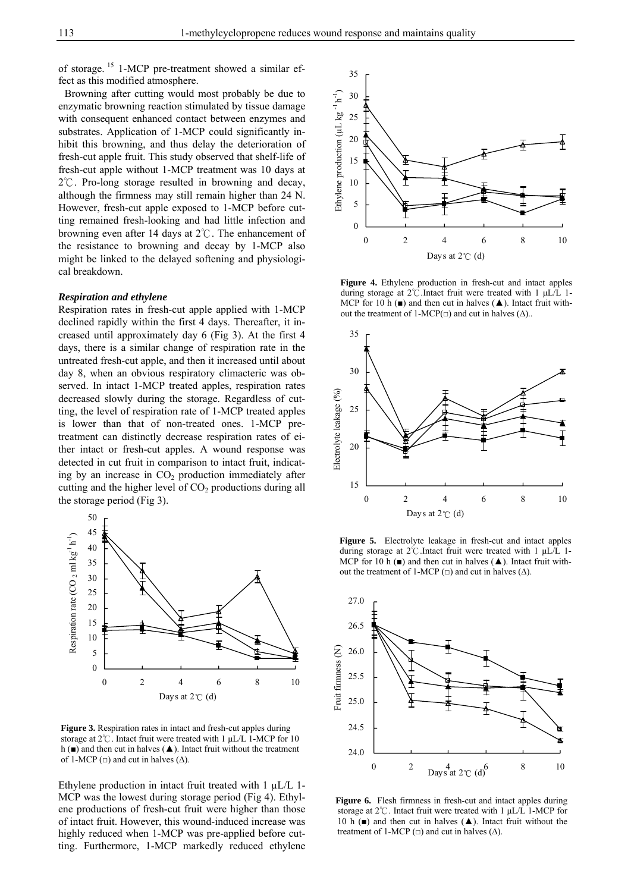of storage.[15] 1-MCP pre-treatment showed a similar effect as this modified atmosphere.

Browning after cutting would most probably be due to enzymatic browning reaction stimulated by tissue damage with consequent enhanced contact between enzymes and substrates. Application of 1-MCP could significantly inhibit this browning, and thus delay the deterioration of fresh-cut apple fruit. This study observed that shelf-life of fresh-cut apple without 1-MCP treatment was 10 days at 2℃. Pro-long storage resulted in browning and decay, although the firmness may still remain higher than 24 N. However, fresh-cut apple exposed to 1-MCP before cutting remained fresh-looking and had little infection and browning even after 14 days at 2℃. The enhancement of the resistance to browning and decay by 1-MCP also might be linked to the delayed softening and physiological breakdown.

### *Respiration and ethylene*

Respiration rates in fresh-cut apple applied with 1-MCP declined rapidly within the first 4 days. Thereafter, it increased until approximately day 6 (Fig 3). At the first 4 days, there is a similar change of respiration rate in the untreated fresh-cut apple, and then it increased until about day 8, when an obvious respiratory climacteric was observed. In intact 1-MCP treated apples, respiration rates decreased slowly during the storage. Regardless of cutting, the level of respiration rate of 1-MCP treated apples is lower than that of non-treated ones. 1-MCP pre-treatment can distinctly decrease respiration rates of either intact or fresh-cut apples. A wound response was detected in cut fruit in comparison to intact fruit, indicating by an increase in $CO_2$ production immediately after cutting and the higher level of $CO_2$ productions during all the storage period (Fig 3).

**Figure 3.** Respiration rates in intact and fresh-cut apples during storage at 2℃. Intact fruit were treated with 1 μL/L 1-MCP for 10 h (■) and then cut in halves (▲). Intact fruit without the treatment of 1-MCP (□) and cut in halves (Δ).

Ethylene production in intact fruit treated with 1 μL/L 1-MCP was the lowest during storage period (Fig 4). Ethylene productions of fresh-cut fruit were higher than those of intact fruit. However, this wound-induced increase was highly reduced when 1-MCP was pre-applied before cutting. Furthermore, 1-MCP markedly reduced ethylene

**Figure 4.** Ethylene production in fresh-cut and intact apples during storage at 2℃. Intact fruit were treated with 1 μL/L 1-MCP for 10 h (■) and then cut in halves (▲). Intact fruit without the treatment of 1-MCP(□) and cut in halves (Δ).

**Figure 5.** Electrolyte leakage in fresh-cut and intact apples during storage at 2℃. Intact fruit were treated with 1 μL/L 1-MCP for 10 h (■) and then cut in halves (▲). Intact fruit without the treatment of 1-MCP (□) and cut in halves (Δ).

**Figure 6.** Flesh firmness in fresh-cut and intact apples during storage at 2℃. Intact fruit were treated with 1 μL/L 1-MCP for 10 h (■) and then cut in halves (▲). Intact fruit without the treatment of 1-MCP (□) and cut in halves (Δ).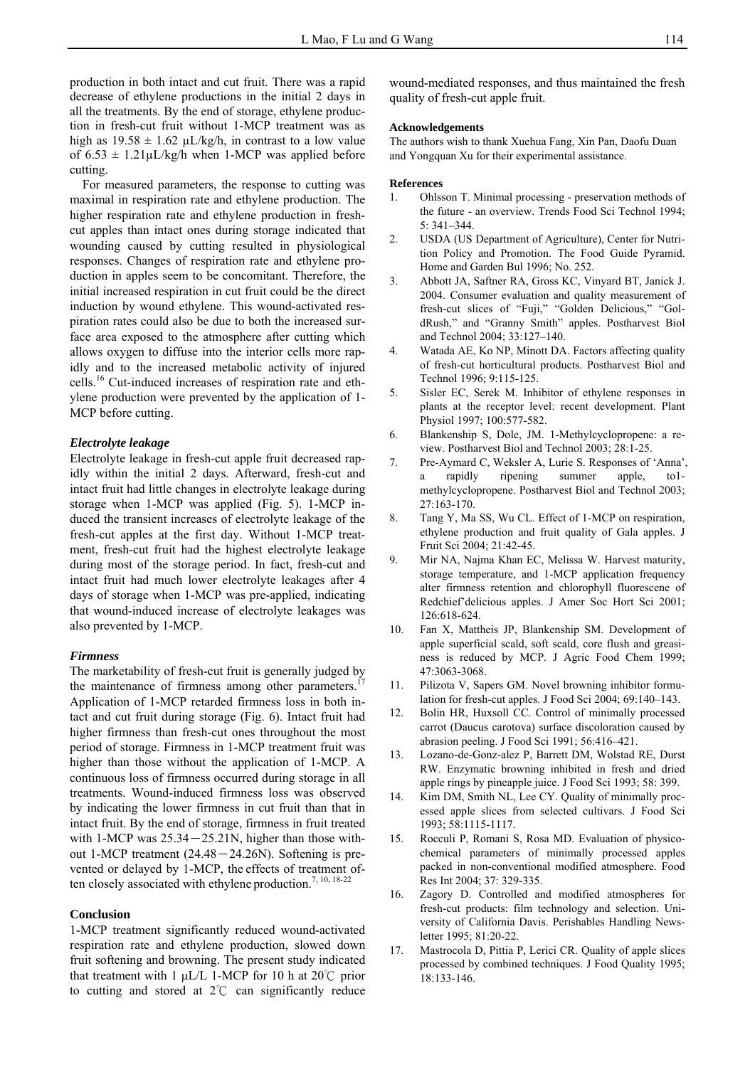production in both intact and cut fruit. There was a rapid decrease of ethylene productions in the initial 2 days in all the treatments. By the end of storage, ethylene production in fresh-cut fruit without 1-MCP treatment was as high as 19.58 ± 1.62 μL/kg/h, in contrast to a low value of 6.53 ± 1.21μL/kg/h when 1-MCP was applied before cutting.

For measured parameters, the response to cutting was maximal in respiration rate and ethylene production. The higher respiration rate and ethylene production in fresh-cut apples than intact ones during storage indicated that wounding caused by cutting resulted in physiological responses. Changes of respiration rate and ethylene production in apples seem to be concomitant. Therefore, the initial increased respiration in cut fruit could be the direct induction by wound ethylene. This wound-activated respiration rates could also be due to both the increased surface area exposed to the atmosphere after cutting which allows oxygen to diffuse into the interior cells more rapidly and to the increased metabolic activity of injured cells.[16] Cut-induced increases of respiration rate and ethylene production were prevented by the application of 1-MCP before cutting.

### *Electrolyte leakage*

Electrolyte leakage in fresh-cut apple fruit decreased rapidly within the initial 2 days. Afterward, fresh-cut and intact fruit had little changes in electrolyte leakage during storage when 1-MCP was applied (Fig. 5). 1-MCP induced the transient increases of electrolyte leakage of the fresh-cut apples at the first day. Without 1-MCP treatment, fresh-cut fruit had the highest electrolyte leakage during most of the storage period. In fact, fresh-cut and intact fruit had much lower electrolyte leakages after 4 days of storage when 1-MCP was pre-applied, indicating that wound-induced increase of electrolyte leakages was also prevented by 1-MCP.

### *Firmness*

The marketability of fresh-cut fruit is generally judged by the maintenance of firmness among other parameters.[17] Application of 1-MCP retarded firmness loss in both intact and cut fruit during storage (Fig. 6). Intact fruit had higher firmness than fresh-cut ones throughout the most period of storage. Firmness in 1-MCP treatment fruit was higher than those without the application of 1-MCP. A continuous loss of firmness occurred during storage in all treatments. Wound-induced firmness loss was observed by indicating the lower firmness in cut fruit than that in intact fruit. By the end of storage, firmness in fruit treated with 1-MCP was 25.34－25.21N, higher than those without 1-MCP treatment (24.48－24.26N). Softening is prevented or delayed by 1-MCP, the effects of treatment often closely associated with ethylene production.[7, 10, 18-22]

### Conclusion

1-MCP treatment significantly reduced wound-activated respiration rate and ethylene production, slowed down fruit softening and browning. The present study indicated that treatment with 1 μL/L 1-MCP for 10 h at 20℃ prior to cutting and stored at 2℃ can significantly reduce wound-mediated responses, and thus maintained the fresh quality of fresh-cut apple fruit.

#### Acknowledgements

The authors wish to thank Xuehua Fang, Xin Pan, Daofu Duan and Yongquan Xu for their experimental assistance.

#### References

1. Ohlsson T. Minimal processing - preservation methods of the future - an overview. Trends Food Sci Technol 1994; 5: 341–344.
2. USDA (US Department of Agriculture), Center for Nutrition Policy and Promotion. The Food Guide Pyramid. Home and Garden Bul 1996; No. 252.
3. Abbott JA, Saftner RA, Gross KC, Vinyard BT, Janick J. 2004. Consumer evaluation and quality measurement of fresh-cut slices of "Fuji," "Golden Delicious," "GoldRush," and "Granny Smith" apples. Postharvest Biol and Technol 2004; 33:127–140.
4. Watada AE, Ko NP, Minott DA. Factors affecting quality of fresh-cut horticultural products. Postharvest Biol and Technol 1996; 9:115-125.
5. Sisler EC, Serek M. Inhibitor of ethylene responses in plants at the receptor level: recent development. Plant Physiol 1997; 100:577-582.
6. Blankenship S, Dole, JM. 1-Methylcyclopropene: a review. Postharvest Biol and Technol 2003; 28:1-25.
7. Pre-Aymard C, Weksler A, Lurie S. Responses of 'Anna', a rapidly ripening summer apple, to1-methylcyclopropene. Postharvest Biol and Technol 2003; 27:163-170.
8. Tang Y, Ma SS, Wu CL. Effect of 1-MCP on respiration, ethylene production and fruit quality of Gala apples. J Fruit Sci 2004; 21:42-45.
9. Mir NA, Najma Khan EC, Melissa W. Harvest maturity, storage temperature, and 1-MCP application frequency alter firmness retention and chlorophyll fluorescene of Redchief'delicious apples. J Amer Soc Hort Sci 2001; 126:618-624.
10. Fan X, Mattheis JP, Blankenship SM. Development of apple superficial scald, soft scald, core flush and greasiness is reduced by MCP. J Agric Food Chem 1999; 47:3063-3068.
11. Pilizota V, Sapers GM. Novel browning inhibitor formulation for fresh-cut apples. J Food Sci 2004; 69:140–143.
12. Bolin HR, Huxsoll CC. Control of minimally processed carrot (Daucus carotova) surface discoloration caused by abrasion peeling. J Food Sci 1991; 56:416–421.
13. Lozano-de-Gonz-alez P, Barrett DM, Wolstad RE, Durst RW. Enzymatic browning inhibited in fresh and dried apple rings by pineapple juice. J Food Sci 1993; 58: 399.
14. Kim DM, Smith NL, Lee CY. Quality of minimally processed apple slices from selected cultivars. J Food Sci 1993; 58:1115-1117.
15. Rocculi P, Romani S, Rosa MD. Evaluation of physico-chemical parameters of minimally processed apples packed in non-conventional modified atmosphere. Food Res Int 2004; 37: 329-335.
16. Zagory D. Controlled and modified atmospheres for fresh-cut products: film technology and selection. University of California Davis. Perishables Handling Newsletter 1995; 81:20-22.
17. Mastrocola D, Pittia P, Lerici CR. Quality of apple slices processed by combined techniques. J Food Quality 1995; 18:133-146.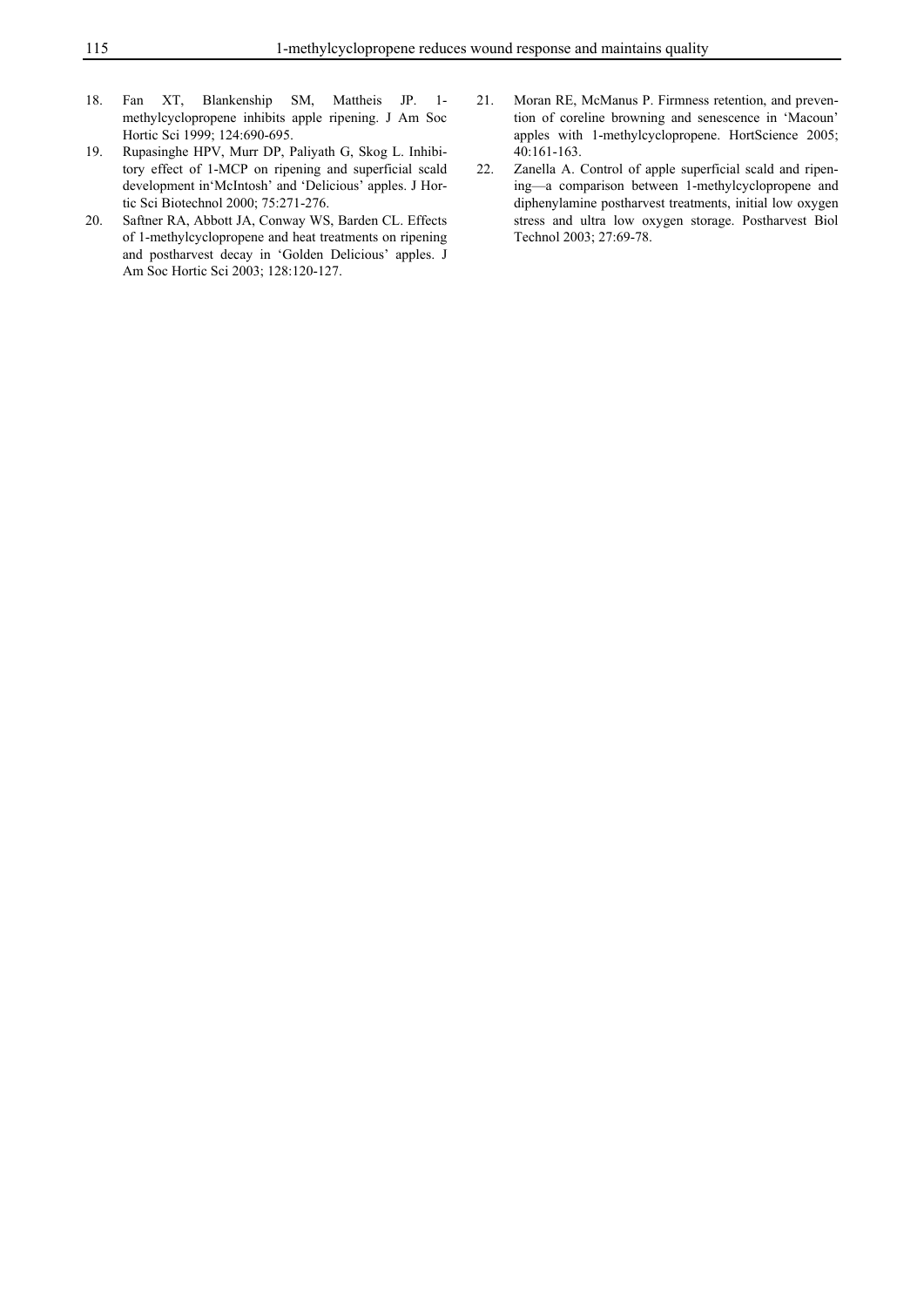18. Fan XT, Blankenship SM, Mattheis JP. 1-methylcyclopropene inhibits apple ripening. J Am Soc Hortic Sci 1999; 124:690-695.
19. Rupasinghe HPV, Murr DP, Paliyath G, Skog L. Inhibitory effect of 1-MCP on ripening and superficial scald development in'McIntosh' and 'Delicious' apples. J Hortic Sci Biotechnol 2000; 75:271-276.
20. Saftner RA, Abbott JA, Conway WS, Barden CL. Effects of 1-methylcyclopropene and heat treatments on ripening and postharvest decay in 'Golden Delicious' apples. J Am Soc Hortic Sci 2003; 128:120-127.
21. Moran RE, McManus P. Firmness retention, and prevention of coreline browning and senescence in 'Macoun' apples with 1-methylcyclopropene. HortScience 2005; 40:161-163.
22. Zanella A. Control of apple superficial scald and ripening—a comparison between 1-methylcyclopropene and diphenylamine postharvest treatments, initial low oxygen stress and ultra low oxygen storage. Postharvest Biol Technol 2003; 27:69-78.